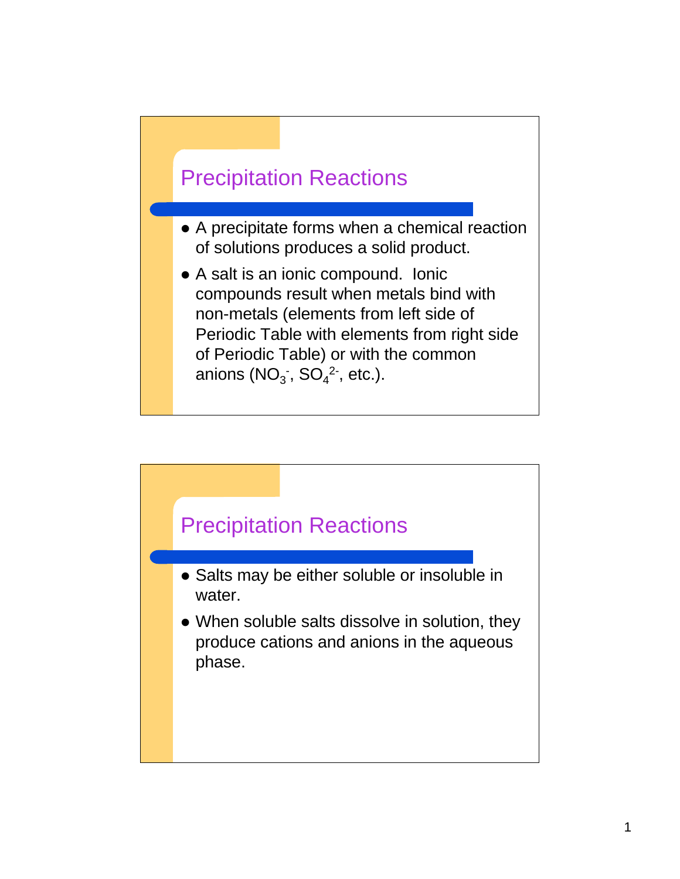## Precipitation Reactions

- A precipitate forms when a chemical reaction of solutions produces a solid product.
- A salt is an ionic compound. Ionic compounds result when metals bind with non-metals (elements from left side of Periodic Table with elements from right side of Periodic Table) or with the common anions ($NO_3^-$, $SO_4^{2-}$, etc.).

## Precipitation Reactions

- Salts may be either soluble or insoluble in water.
- When soluble salts dissolve in solution, they produce cations and anions in the aqueous phase.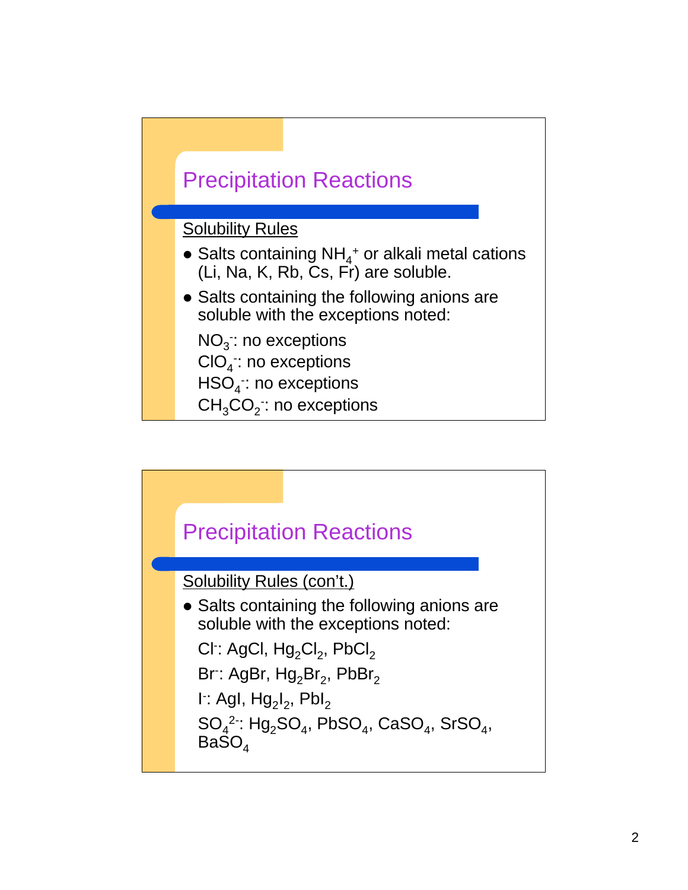## Precipitation Reactions

Solubility Rules

- Salts containing $NH_4^+$ or alkali metal cations (Li, Na, K, Rb, Cs, Fr) are soluble.
- Salts containing the following anions are soluble with the exceptions noted:

  $NO_3^-$: no exceptions
  $ClO_4^-$: no exceptions
  $HSO_4^-$: no exceptions
  $CH_3CO_2^-$: no exceptions

## Precipitation Reactions

Solubility Rules (con't.)

- Salts containing the following anions are soluble with the exceptions noted:

  $Cl^-$: $AgCl$, $Hg_2Cl_2$, $PbCl_2$
  $Br^-$: $AgBr$, $Hg_2Br_2$, $PbBr_2$
  $I^-$: $AgI$, $Hg_2I_2$, $PbI_2$
  $SO_4^{2-}$: $Hg_2SO_4$, $PbSO_4$, $CaSO_4$, $SrSO_4$, $BaSO_4$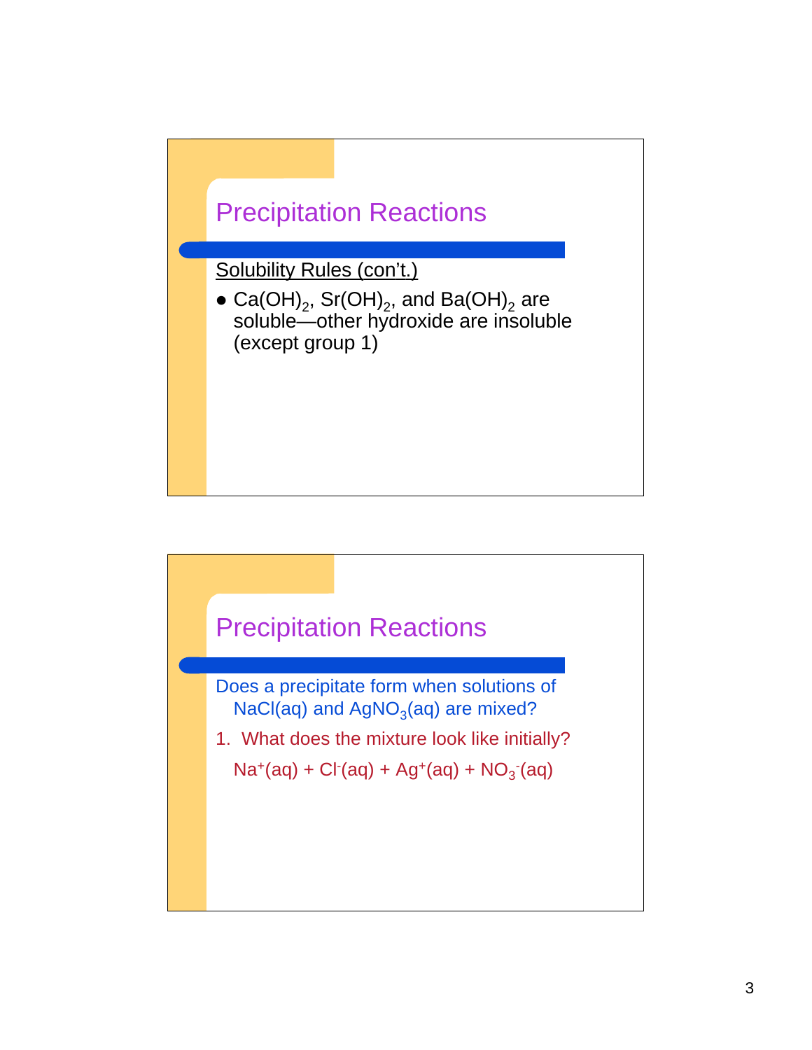## Precipitation Reactions

Solubility Rules (con't.)

- $Ca(OH)_2$, $Sr(OH)_2$, and $Ba(OH)_2$ are soluble—other hydroxide are insoluble (except group 1)

## Precipitation Reactions

Does a precipitate form when solutions of $NaCl(aq)$ and $AgNO_3(aq)$ are mixed?

1. What does the mixture look like initially?

$Na^+(aq) + Cl^-(aq) + Ag^+(aq) + NO_3^-(aq)$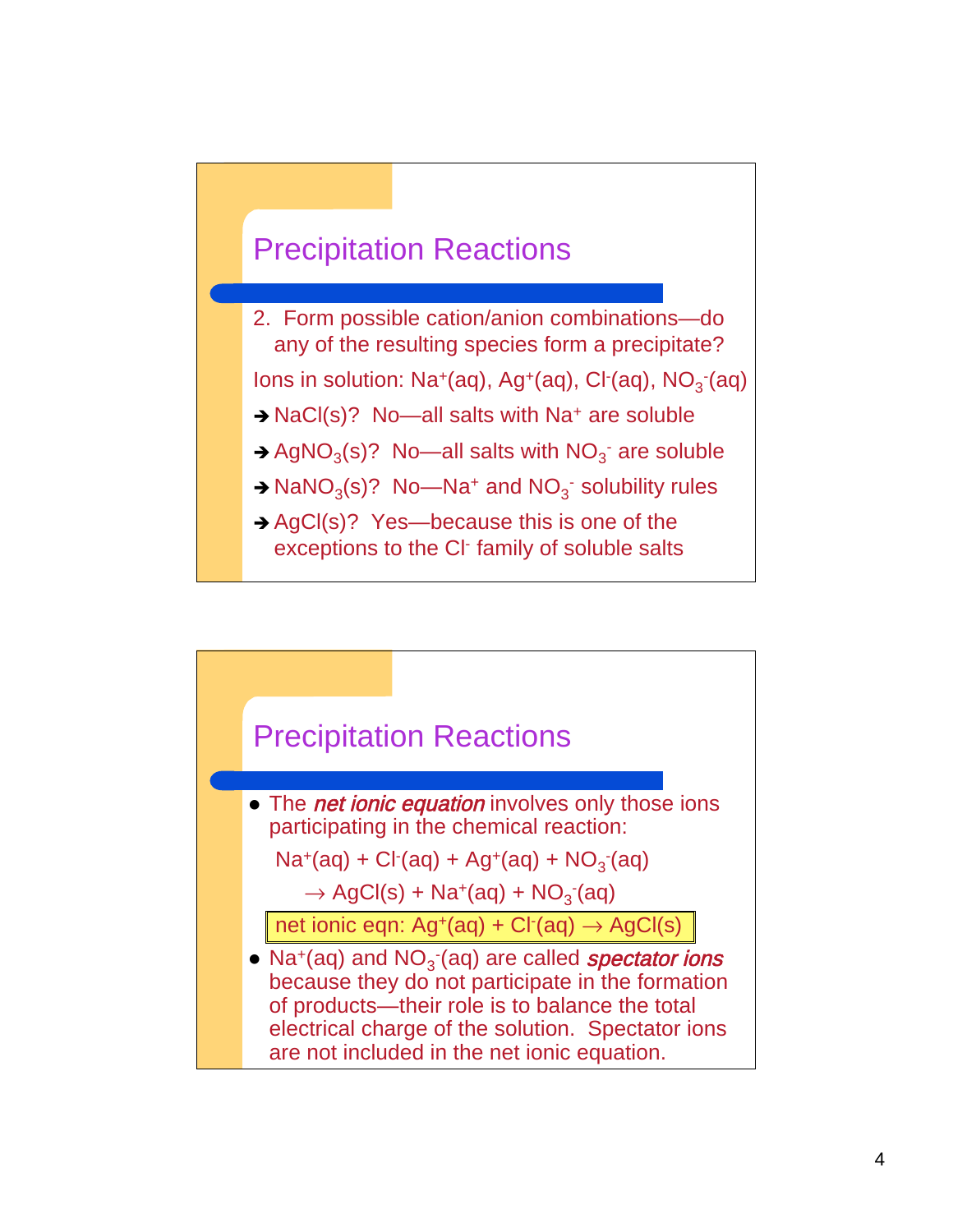## Precipitation Reactions

2. Form possible cation/anion combinations—do any of the resulting species form a precipitate?

Ions in solution: $Na^{+}(aq)$, $Ag^{+}(aq)$, $Cl^{-}(aq)$, $NO_3^{-}(aq)$

- ➔ $NaCl(s)$? No—all salts with $Na^{+}$ are soluble
- ➔ $AgNO_3(s)$? No—all salts with $NO_3^{-}$ are soluble
- ➔ $NaNO_3(s)$? No—$Na^{+}$ and $NO_3^{-}$ solubility rules
- ➔ $AgCl(s)$? Yes—because this is one of the exceptions to the $Cl^{-}$ family of soluble salts

## Precipitation Reactions

- The ***net ionic equation*** involves only those ions participating in the chemical reaction:

$$Na^{+}(aq) + Cl^{-}(aq) + Ag^{+}(aq) + NO_3^{-}(aq)$$

$$\rightarrow AgCl(s) + Na^{+}(aq) + NO_3^{-}(aq)$$

net ionic eqn: $Ag^{+}(aq) + Cl^{-}(aq) \rightarrow AgCl(s)$

- $Na^{+}(aq)$ and $NO_3^{-}(aq)$ are called ***spectator ions*** because they do not participate in the formation of products—their role is to balance the total electrical charge of the solution. Spectator ions are not included in the net ionic equation.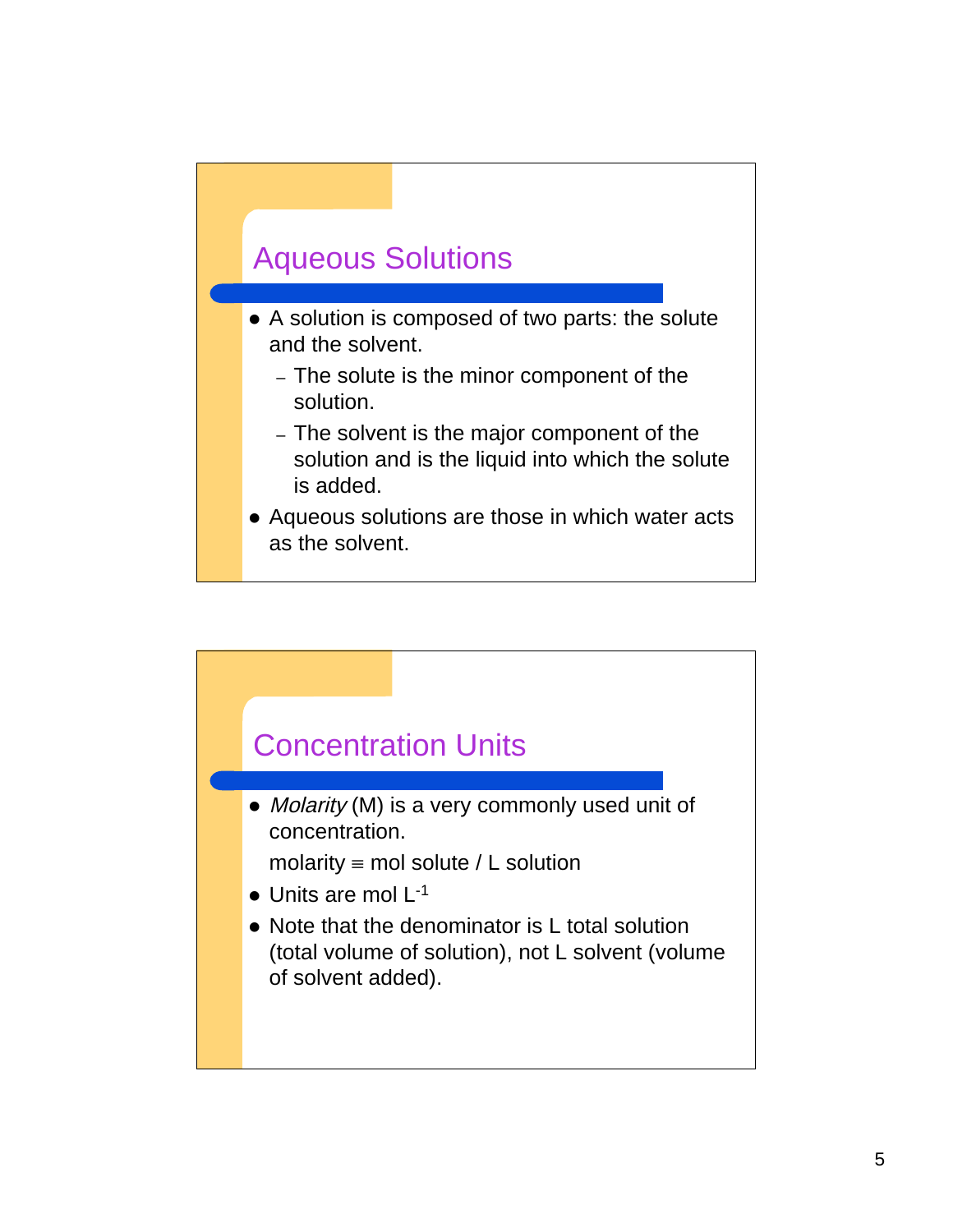## Aqueous Solutions

- A solution is composed of two parts: the solute and the solvent.
  - The solute is the minor component of the solution.
  - The solvent is the major component of the solution and is the liquid into which the solute is added.
- Aqueous solutions are those in which water acts as the solvent.

## Concentration Units

- *Molarity* (M) is a very commonly used unit of concentration.

  molarity $\equiv$ mol solute / L solution
- Units are mol $L^{-1}$
- Note that the denominator is L total solution (total volume of solution), not L solvent (volume of solvent added).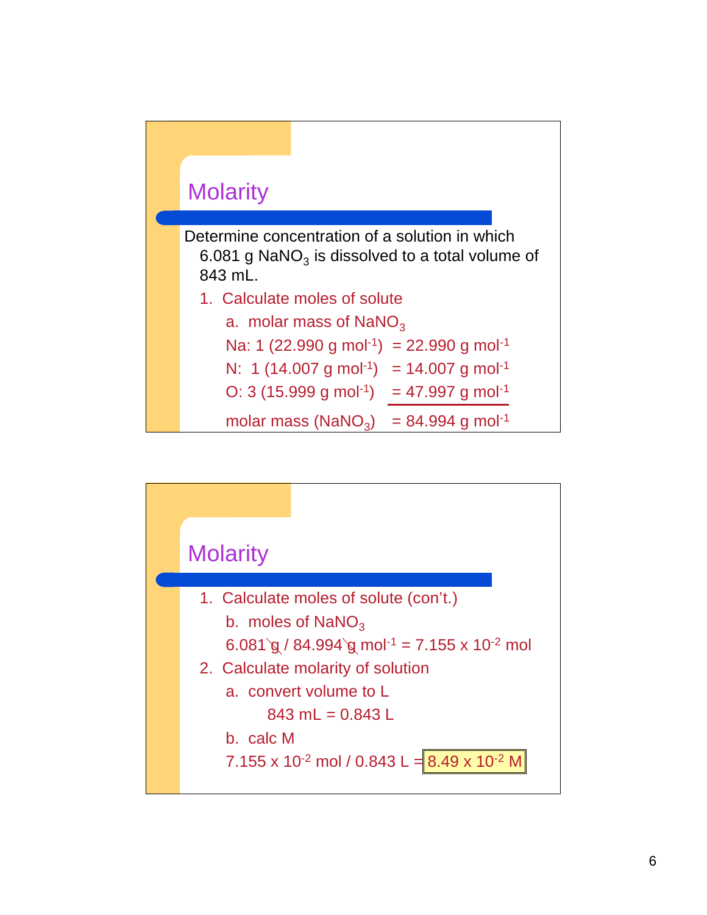## Molarity

Determine concentration of a solution in which 6.081 g $NaNO_3$ is dissolved to a total volume of 843 mL.

1. Calculate moles of solute
   a. molar mass of $NaNO_3$

   Na: 1 (22.990 g $mol^{-1}$) = 22.990 g $mol^{-1}$

   N: 1 (14.007 g $mol^{-1}$) = 14.007 g $mol^{-1}$

   O: 3 (15.999 g $mol^{-1}$) = 47.997 g $mol^{-1}$

   molar mass ($NaNO_3$) = 84.994 g $mol^{-1}$

## Molarity

1. Calculate moles of solute (con't.)
   b. moles of $NaNO_3$

   6.081 g / 84.994 g $mol^{-1}$ = 7.155 x $10^{-2}$ mol
2. Calculate molarity of solution
   a. convert volume to L

   843 mL = 0.843 L

   b. calc M

   7.155 x $10^{-2}$ mol / 0.843 L = **8.49 x $10^{-2}$ M**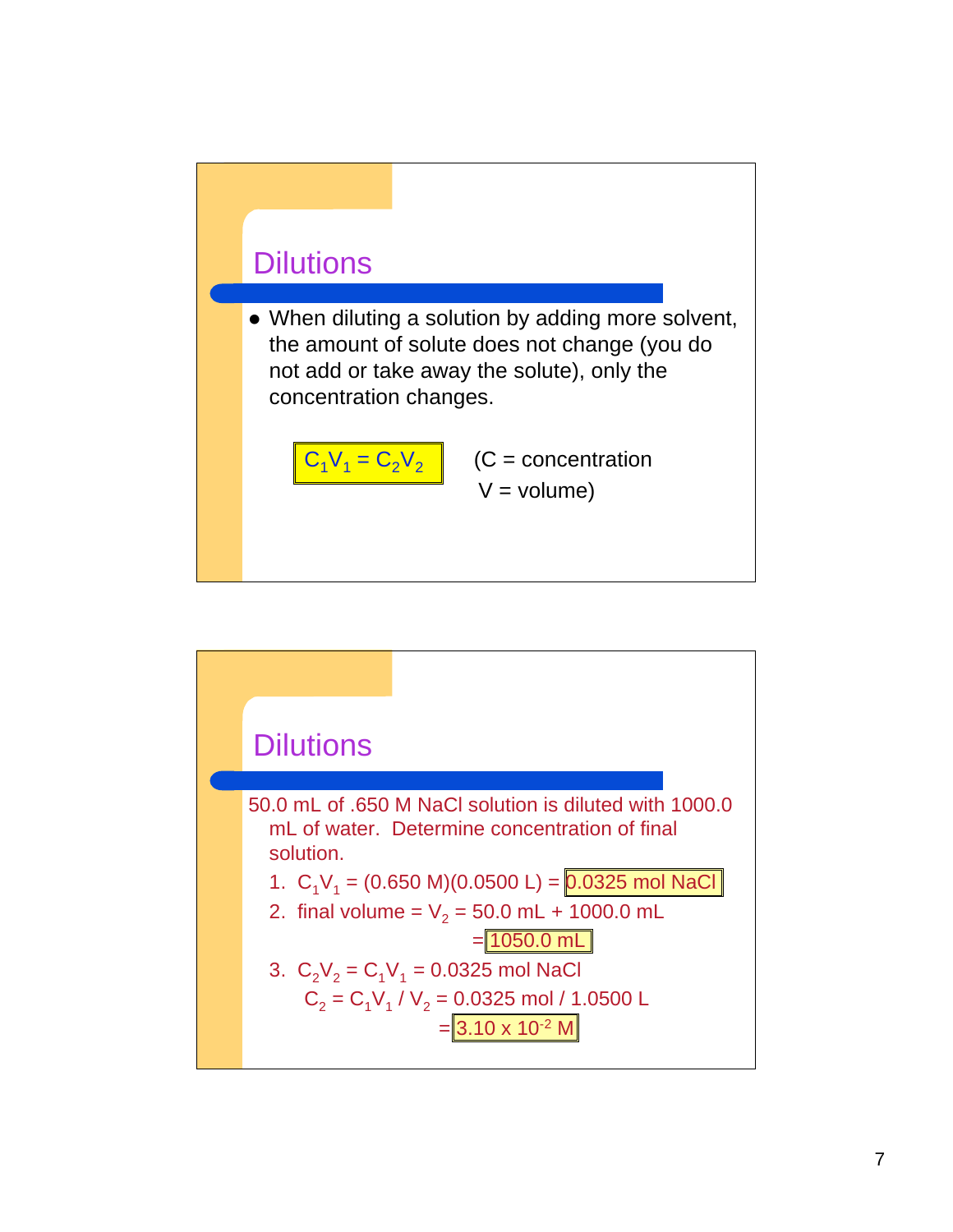## Dilutions

- When diluting a solution by adding more solvent, the amount of solute does not change (you do not add or take away the solute), only the concentration changes.

$$C_1V_1 = C_2V_2$$

(C = concentration
V = volume)

## Dilutions

50.0 mL of .650 M NaCl solution is diluted with 1000.0 mL of water. Determine concentration of final solution.

1. $C_1V_1 = (0.650 \text{ M})(0.0500 \text{ L}) = 0.0325 \text{ mol NaCl}$
2. final volume $= V_2 = 50.0 \text{ mL} + 1000.0 \text{ mL}$
   $= 1050.0 \text{ mL}$
3. $C_2V_2 = C_1V_1 = 0.0325 \text{ mol NaCl}$
   $C_2 = C_1V_1 / V_2 = 0.0325 \text{ mol} / 1.0500 \text{ L}$
   $= 3.10 \times 10^{-2} \text{ M}$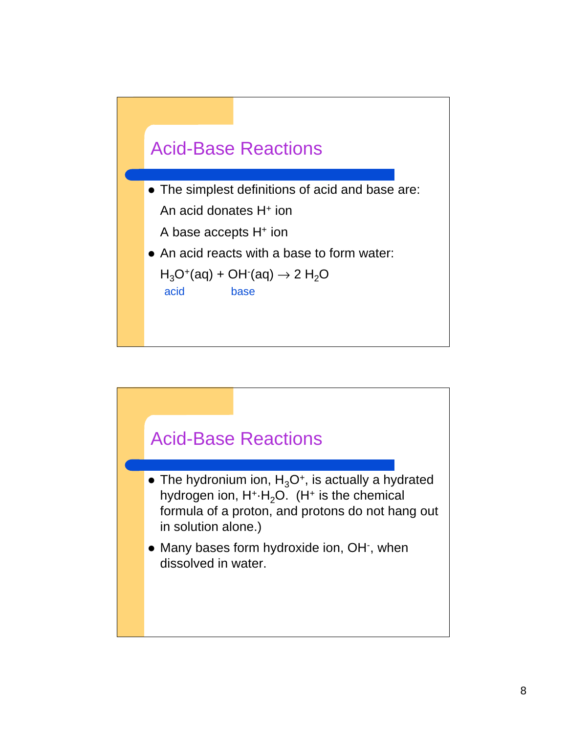## Acid-Base Reactions

- The simplest definitions of acid and base are:

  An acid donates $H^+$ ion

  A base accepts $H^+$ ion

- An acid reacts with a base to form water:

  $H_3O^+(aq) + OH^-(aq) \rightarrow 2\ H_2O$

  acid &nbsp;&nbsp;&nbsp;&nbsp;&nbsp;&nbsp;&nbsp;&nbsp;&nbsp;&nbsp; base

## Acid-Base Reactions

- The hydronium ion, $H_3O^+$, is actually a hydrated hydrogen ion, $H^+ \cdot H_2O$. ($H^+$ is the chemical formula of a proton, and protons do not hang out in solution alone.)
- Many bases form hydroxide ion, $OH^-$, when dissolved in water.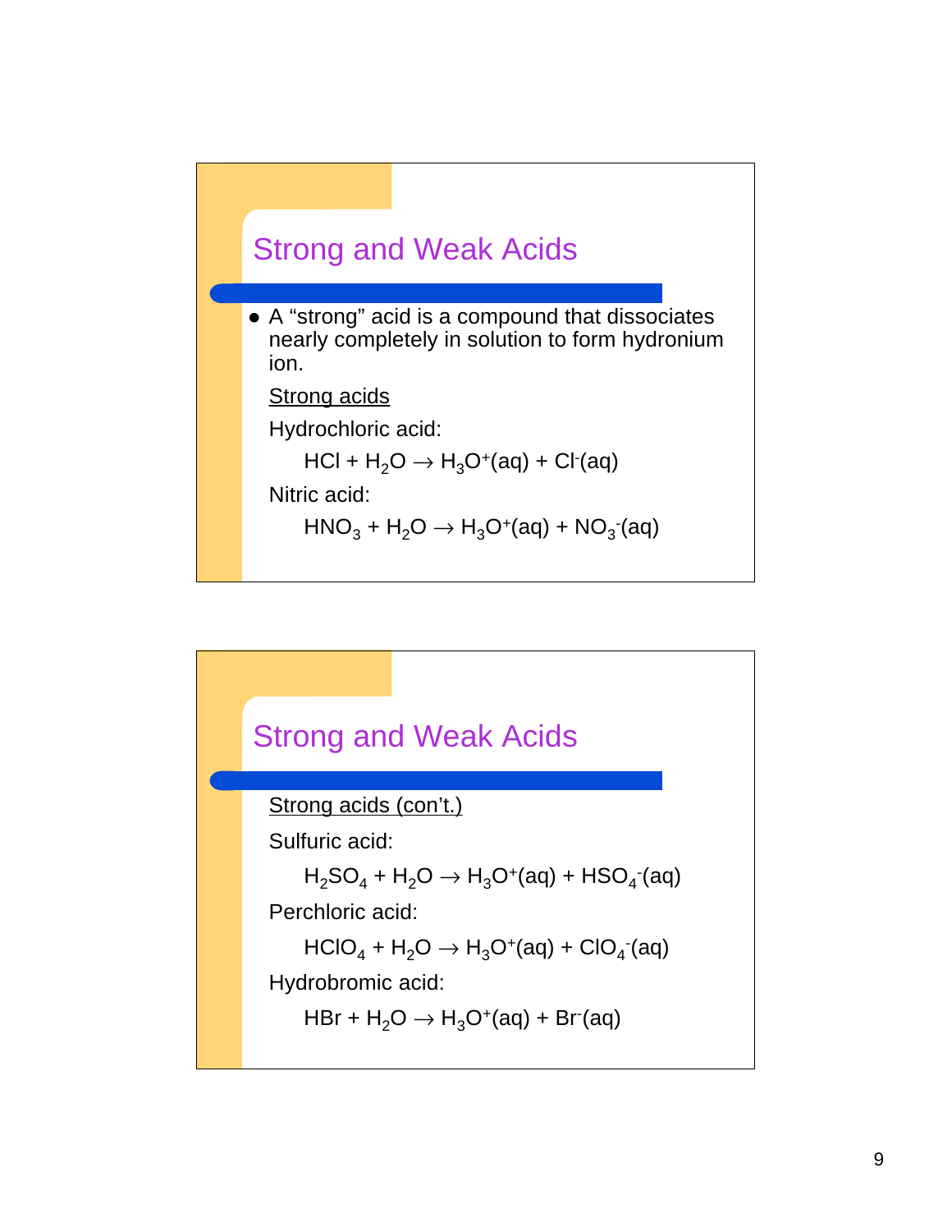## Strong and Weak Acids

- A "strong" acid is a compound that dissociates nearly completely in solution to form hydronium ion.

<u>Strong acids</u>

Hydrochloric acid:

$$HCl + H_2O \rightarrow H_3O^+(aq) + Cl^-(aq)$$

Nitric acid:

$$HNO_3 + H_2O \rightarrow H_3O^+(aq) + NO_3^-(aq)$$

## Strong and Weak Acids

<u>Strong acids (con't.)</u>

Sulfuric acid:

$$H_2SO_4 + H_2O \rightarrow H_3O^+(aq) + HSO_4^-(aq)$$

Perchloric acid:

$$HClO_4 + H_2O \rightarrow H_3O^+(aq) + ClO_4^-(aq)$$

Hydrobromic acid:

$$HBr + H_2O \rightarrow H_3O^+(aq) + Br^-(aq)$$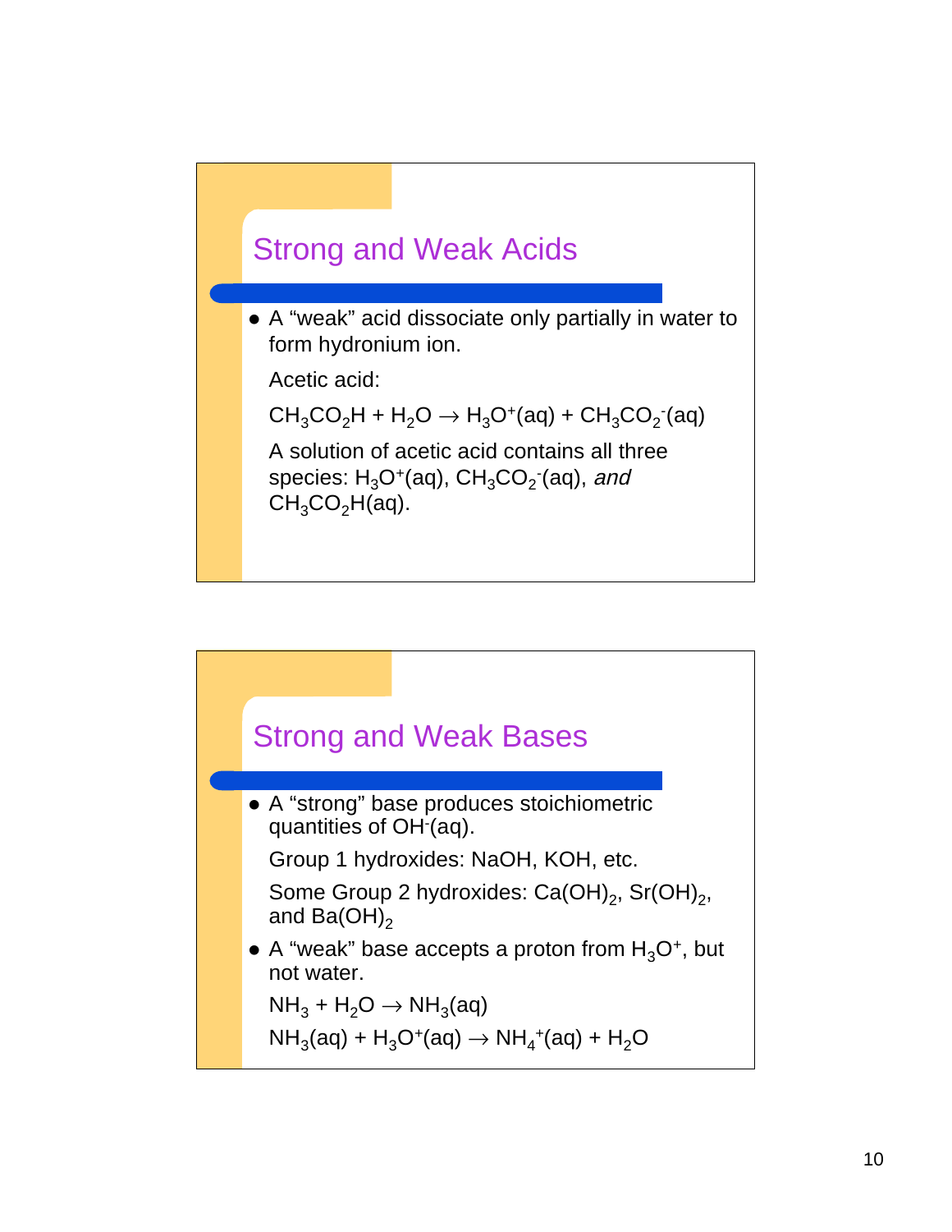## Strong and Weak Acids

- A "weak" acid dissociate only partially in water to form hydronium ion.

  Acetic acid:

  $CH_3CO_2H + H_2O \rightarrow H_3O^+(aq) + CH_3CO_2^-(aq)$

  A solution of acetic acid contains all three species: $H_3O^+(aq)$, $CH_3CO_2^-(aq)$, *and* $CH_3CO_2H(aq)$.

## Strong and Weak Bases

- A "strong" base produces stoichiometric quantities of $OH^-(aq)$.

  Group 1 hydroxides: NaOH, KOH, etc.

  Some Group 2 hydroxides: $Ca(OH)_2$, $Sr(OH)_2$, and $Ba(OH)_2$

- A "weak" base accepts a proton from $H_3O^+$, but not water.

  $NH_3 + H_2O \rightarrow NH_3(aq)$

  $NH_3(aq) + H_3O^+(aq) \rightarrow NH_4^+(aq) + H_2O$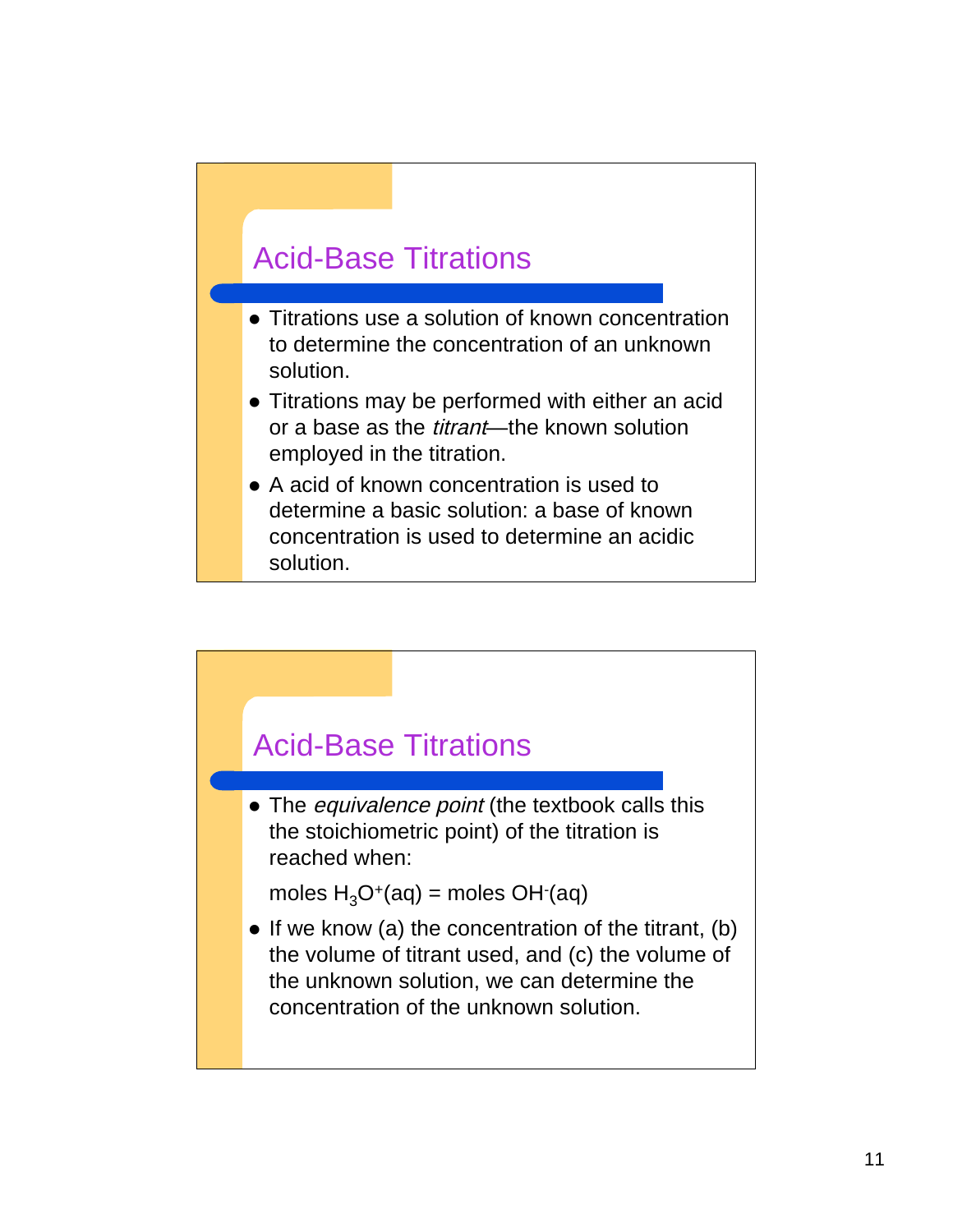## Acid-Base Titrations

- Titrations use a solution of known concentration to determine the concentration of an unknown solution.
- Titrations may be performed with either an acid or a base as the *titrant*—the known solution employed in the titration.
- A acid of known concentration is used to determine a basic solution: a base of known concentration is used to determine an acidic solution.

## Acid-Base Titrations

- The *equivalence point* (the textbook calls this the stoichiometric point) of the titration is reached when:

  moles $H_3O^+(aq)$ = moles $OH^-(aq)$

- If we know (a) the concentration of the titrant, (b) the volume of titrant used, and (c) the volume of the unknown solution, we can determine the concentration of the unknown solution.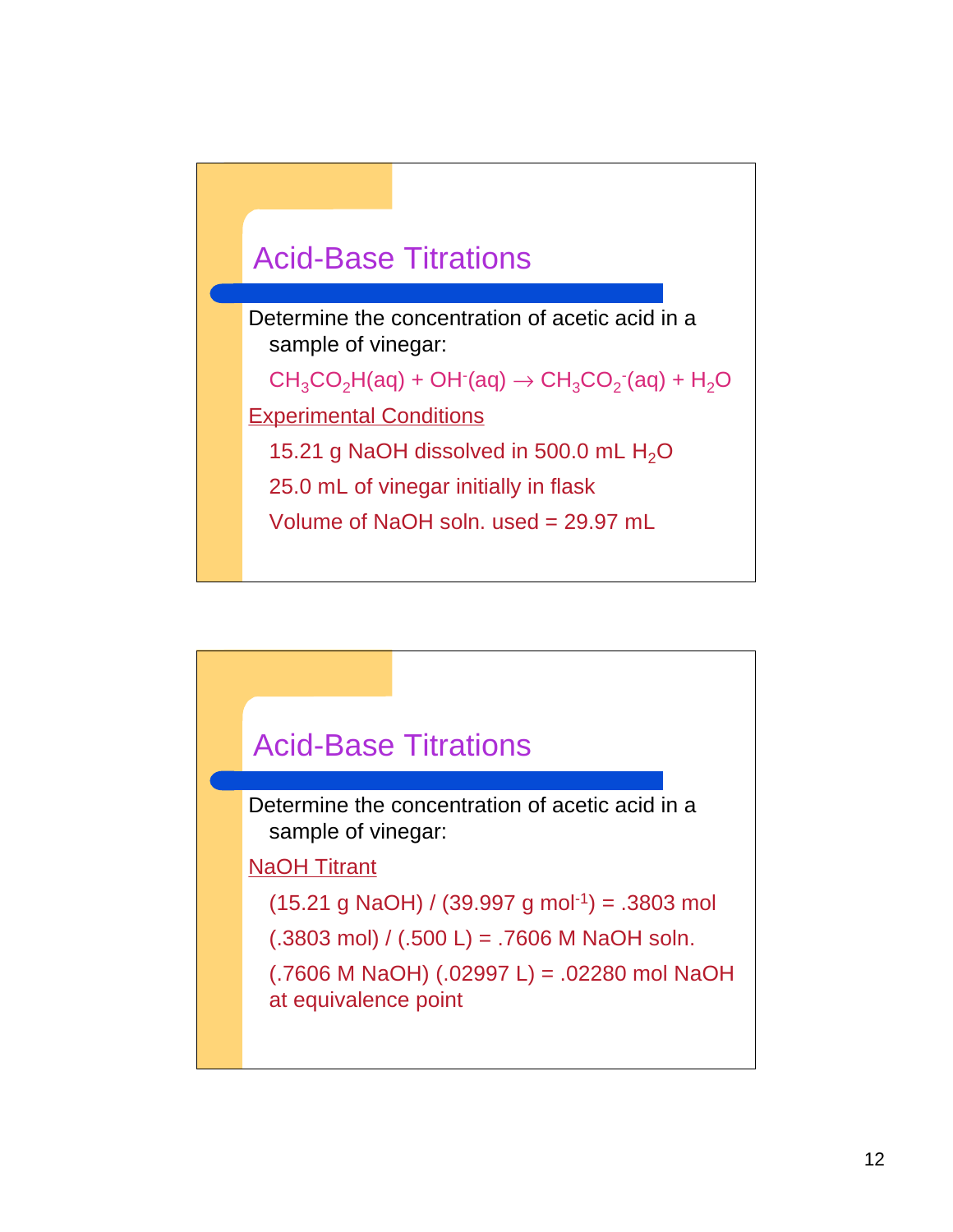## Acid-Base Titrations

Determine the concentration of acetic acid in a sample of vinegar:

$CH_3CO_2H(aq) + OH^-(aq) \rightarrow CH_3CO_2^-(aq) + H_2O$

Experimental Conditions

15.21 g NaOH dissolved in 500.0 mL $H_2O$

25.0 mL of vinegar initially in flask

Volume of NaOH soln. used = 29.97 mL

## Acid-Base Titrations

Determine the concentration of acetic acid in a sample of vinegar:

NaOH Titrant

(15.21 g NaOH) / (39.997 g $mol^{-1}$) = .3803 mol

(.3803 mol) / (.500 L) = .7606 M NaOH soln.

(.7606 M NaOH) (.02997 L) = .02280 mol NaOH at equivalence point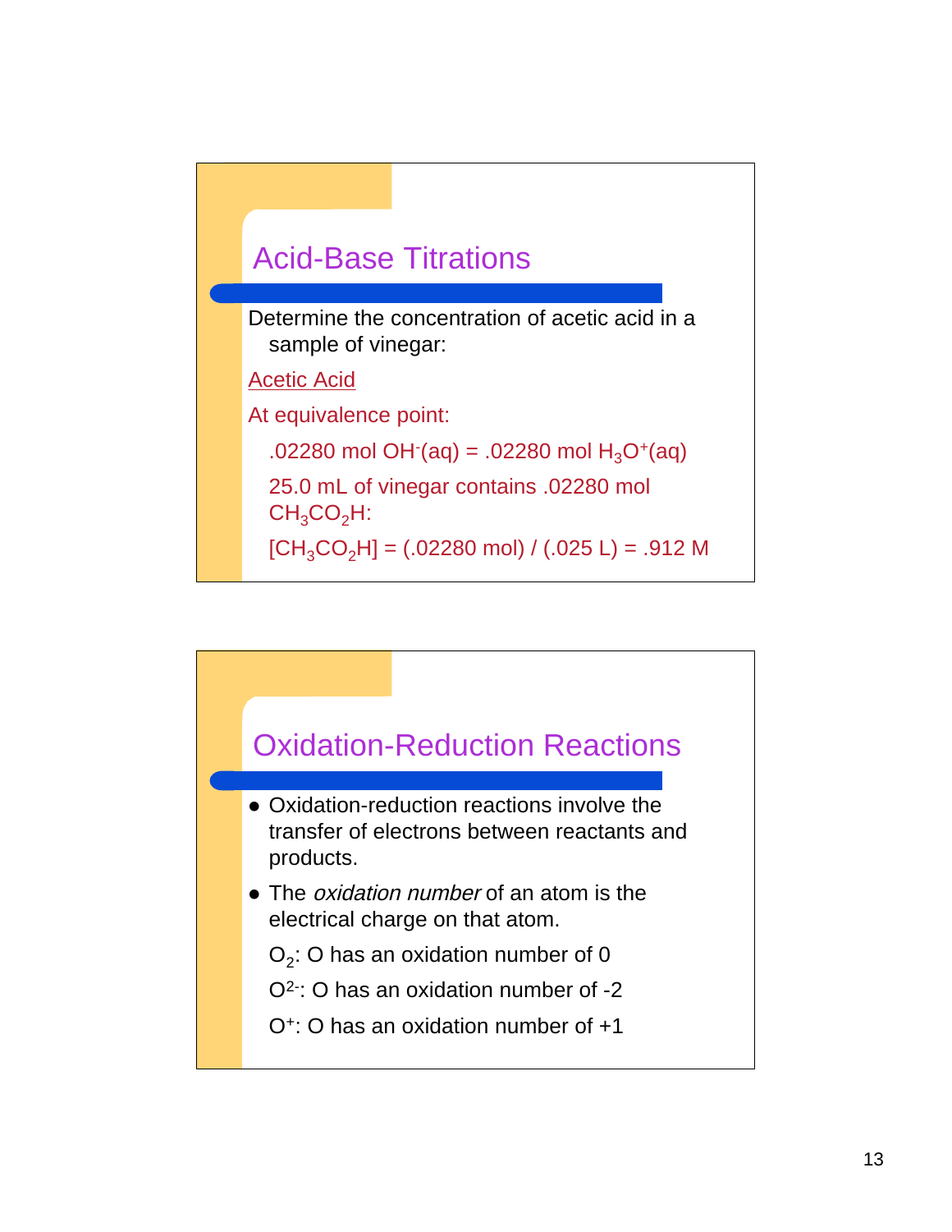## Acid-Base Titrations

Determine the concentration of acetic acid in a sample of vinegar:

Acetic Acid

At equivalence point:

.02280 mol $OH^-(aq)$ = .02280 mol $H_3O^+(aq)$

25.0 mL of vinegar contains .02280 mol $CH_3CO_2H$:

$[CH_3CO_2H]$ = (.02280 mol) / (.025 L) = .912 M

## Oxidation-Reduction Reactions

- Oxidation-reduction reactions involve the transfer of electrons between reactants and products.
- The *oxidation number* of an atom is the electrical charge on that atom.

$O_2$: O has an oxidation number of 0

$O^{2-}$: O has an oxidation number of -2

$O^+$: O has an oxidation number of +1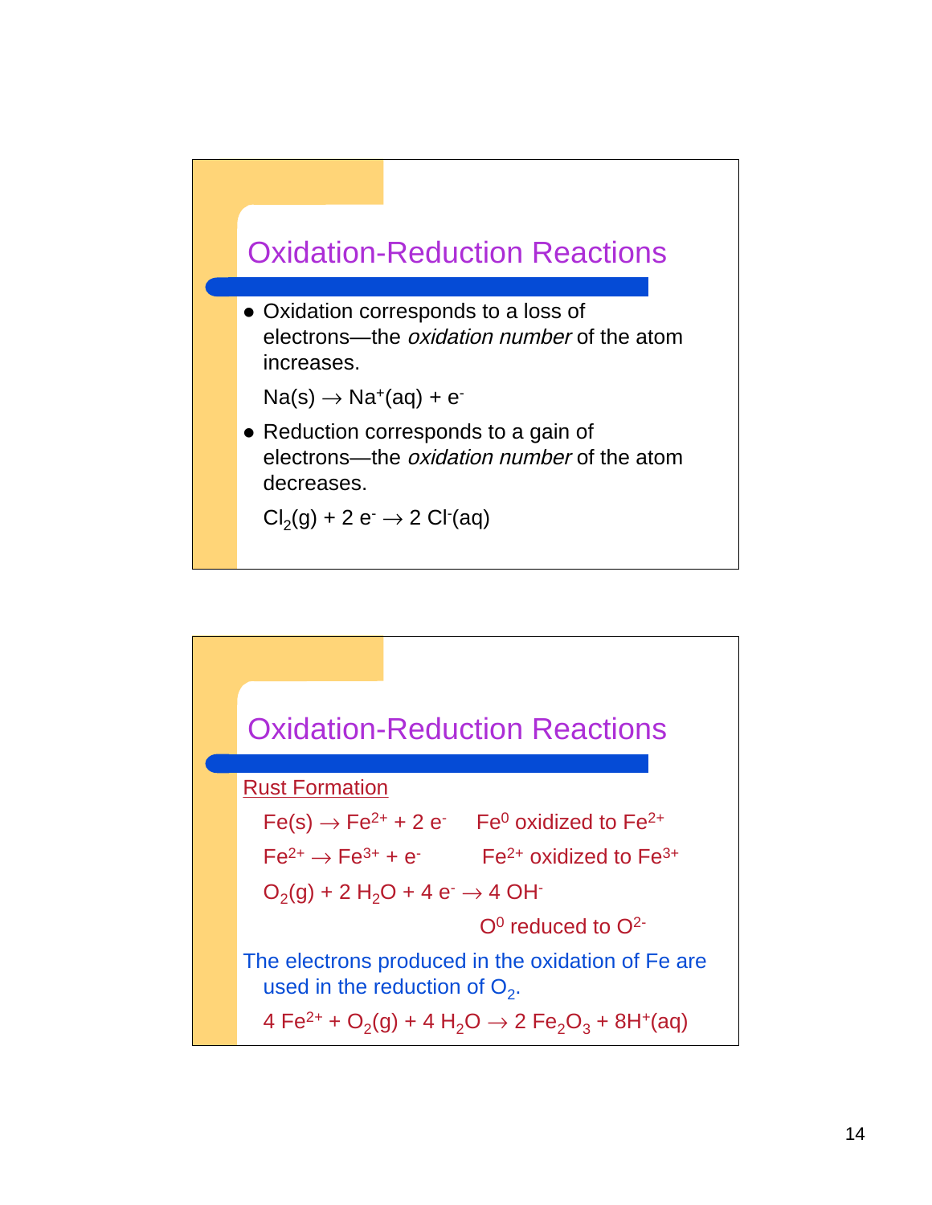## Oxidation-Reduction Reactions

- Oxidation corresponds to a loss of electrons—the *oxidation number* of the atom increases.

  $Na(s) \rightarrow Na^{+}(aq) + e^{-}$

- Reduction corresponds to a gain of electrons—the *oxidation number* of the atom decreases.

  $Cl_2(g) + 2\ e^{-} \rightarrow 2\ Cl^{-}(aq)$

## Oxidation-Reduction Reactions

Rust Formation

$Fe(s) \rightarrow Fe^{2+} + 2\ e^{-}$ $Fe^{0}$ oxidized to $Fe^{2+}$

$Fe^{2+} \rightarrow Fe^{3+} + e^{-}$ $Fe^{2+}$ oxidized to $Fe^{3+}$

$O_2(g) + 2\ H_2O + 4\ e^{-} \rightarrow 4\ OH^{-}$

$O^{0}$ reduced to $O^{2-}$

The electrons produced in the oxidation of Fe are used in the reduction of $O_2$.

$4\ Fe^{2+} + O_2(g) + 4\ H_2O \rightarrow 2\ Fe_2O_3 + 8H^{+}(aq)$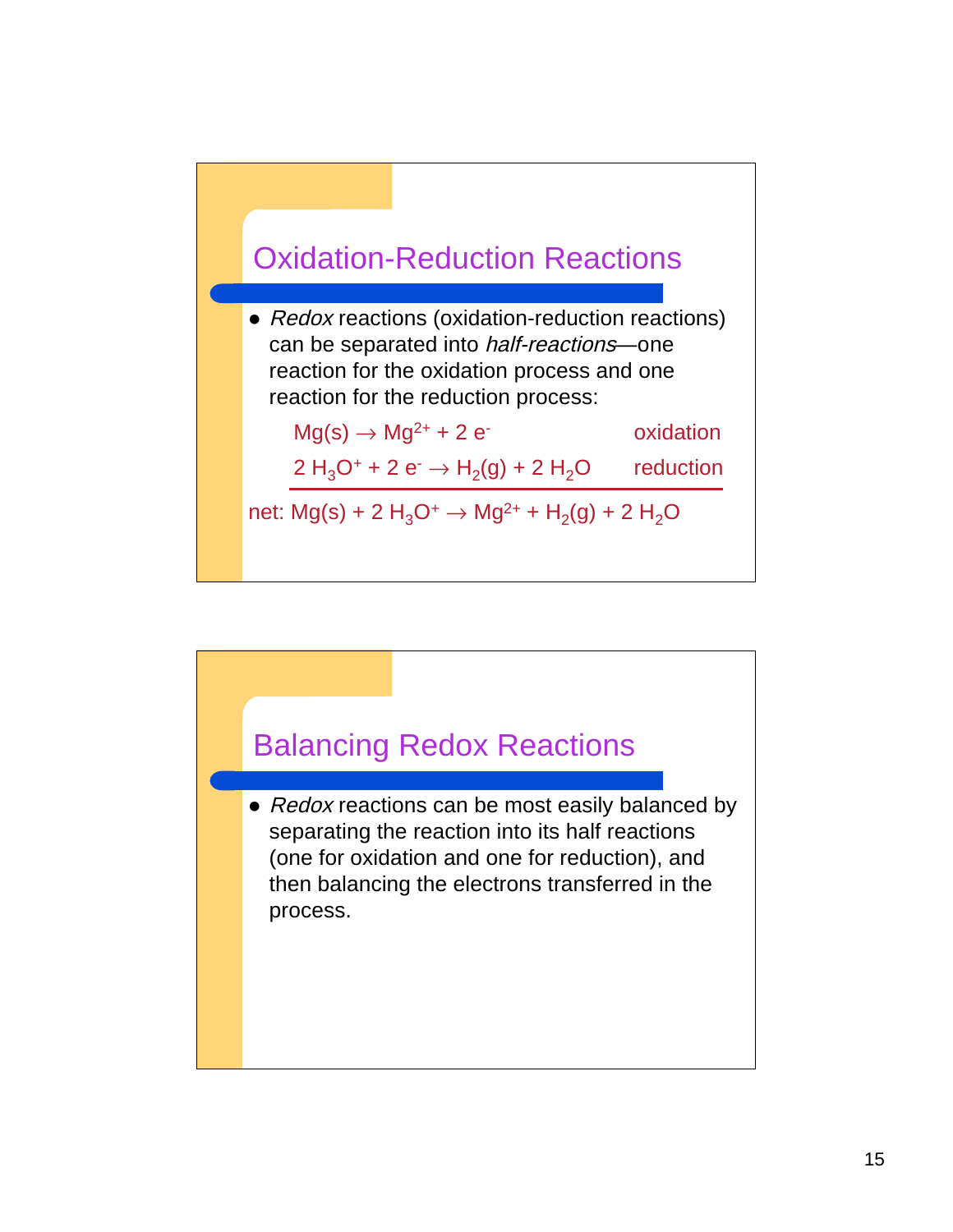## Oxidation-Reduction Reactions

- *Redox* reactions (oxidation-reduction reactions) can be separated into *half-reactions*—one reaction for the oxidation process and one reaction for the reduction process:

$$Mg(s) \rightarrow Mg^{2+} + 2\,e^- \qquad \text{oxidation}$$

$$2\,H_3O^+ + 2\,e^- \rightarrow H_2(g) + 2\,H_2O \qquad \text{reduction}$$

net: $Mg(s) + 2\,H_3O^+ \rightarrow Mg^{2+} + H_2(g) + 2\,H_2O$

## Balancing Redox Reactions

- *Redox* reactions can be most easily balanced by separating the reaction into its half reactions (one for oxidation and one for reduction), and then balancing the electrons transferred in the process.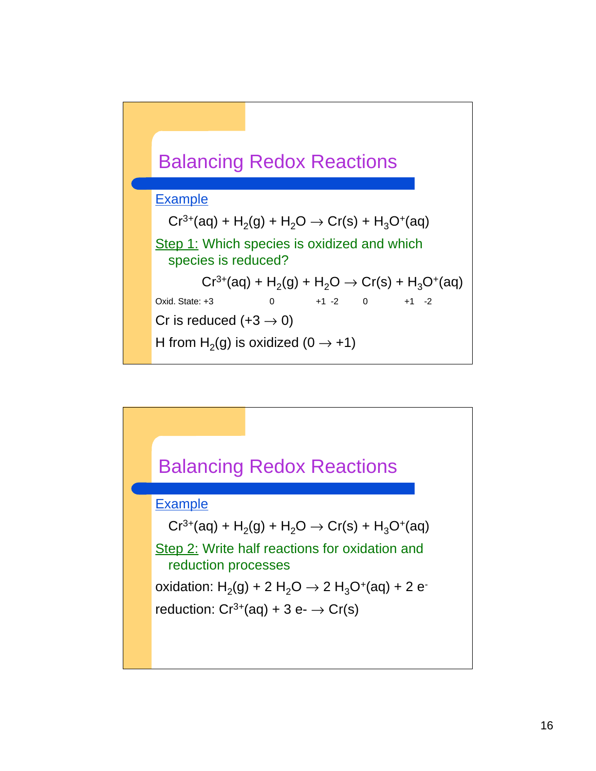## Balancing Redox Reactions

Example

$Cr^{3+}(aq) + H_2(g) + H_2O \rightarrow Cr(s) + H_3O^+(aq)$

Step 1: Which species is oxidized and which species is reduced?

$Cr^{3+}(aq) + H_2(g) + H_2O \rightarrow Cr(s) + H_3O^+(aq)$

Oxid. State: +3 0 +1 -2 0 +1 -2

Cr is reduced ($+3 \rightarrow 0$)

H from $H_2(g)$ is oxidized ($0 \rightarrow +1$)

## Balancing Redox Reactions

Example

$Cr^{3+}(aq) + H_2(g) + H_2O \rightarrow Cr(s) + H_3O^+(aq)$

Step 2: Write half reactions for oxidation and reduction processes

oxidation: $H_2(g) + 2\ H_2O \rightarrow 2\ H_3O^+(aq) + 2\ e^-$

reduction: $Cr^{3+}(aq) + 3\ e^- \rightarrow Cr(s)$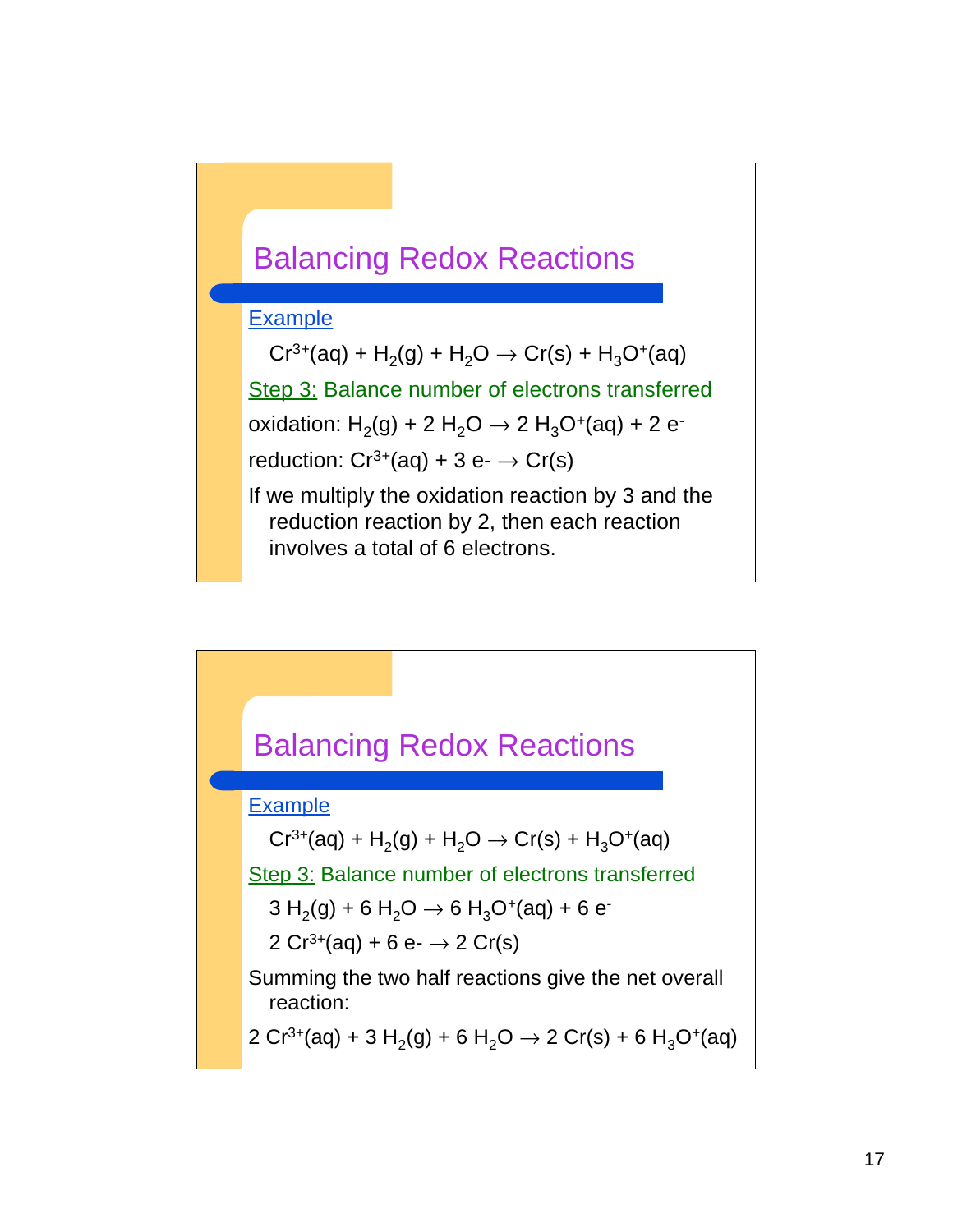## Balancing Redox Reactions

Example

$Cr^{3+}(aq) + H_2(g) + H_2O \rightarrow Cr(s) + H_3O^+(aq)$

Step 3: Balance number of electrons transferred

oxidation: $H_2(g) + 2\ H_2O \rightarrow 2\ H_3O^+(aq) + 2\ e^-$

reduction: $Cr^{3+}(aq) + 3\ e^- \rightarrow Cr(s)$

If we multiply the oxidation reaction by 3 and the reduction reaction by 2, then each reaction involves a total of 6 electrons.

## Balancing Redox Reactions

Example

$Cr^{3+}(aq) + H_2(g) + H_2O \rightarrow Cr(s) + H_3O^+(aq)$

Step 3: Balance number of electrons transferred

$3\ H_2(g) + 6\ H_2O \rightarrow 6\ H_3O^+(aq) + 6\ e^-$

$2\ Cr^{3+}(aq) + 6\ e^- \rightarrow 2\ Cr(s)$

Summing the two half reactions give the net overall reaction:

$2\ Cr^{3+}(aq) + 3\ H_2(g) + 6\ H_2O \rightarrow 2\ Cr(s) + 6\ H_3O^+(aq)$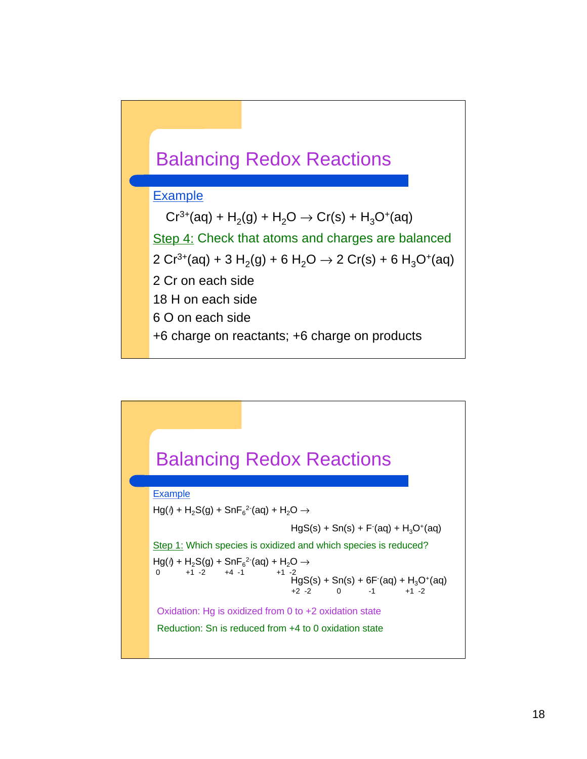## Balancing Redox Reactions

Example

$Cr^{3+}(aq) + H_2(g) + H_2O \rightarrow Cr(s) + H_3O^+(aq)$

Step 4: Check that atoms and charges are balanced

$2\ Cr^{3+}(aq) + 3\ H_2(g) + 6\ H_2O \rightarrow 2\ Cr(s) + 6\ H_3O^+(aq)$

2 Cr on each side

18 H on each side

6 O on each side

+6 charge on reactants; +6 charge on products

## Balancing Redox Reactions

Example

$Hg(l) + H_2S(g) + SnF_6^{2-}(aq) + H_2O \rightarrow$

$HgS(s) + Sn(s) + F^-(aq) + H_3O^+(aq)$

Step 1: Which species is oxidized and which species is reduced?

$\underset{0}{Hg}(l) + \underset{+1\ -2}{H_2S}(g) + \underset{+4\ -1}{SnF_6^{2-}}(aq) + \underset{+1\ -2}{H_2O} \rightarrow$

$\underset{+2\ -2}{HgS}(s) + \underset{0}{Sn}(s) + 6\underset{-1}{F^-}(aq) + \underset{+1\ -2}{H_3O^+}(aq)$

Oxidation: Hg is oxidized from 0 to +2 oxidation state

Reduction: Sn is reduced from +4 to 0 oxidation state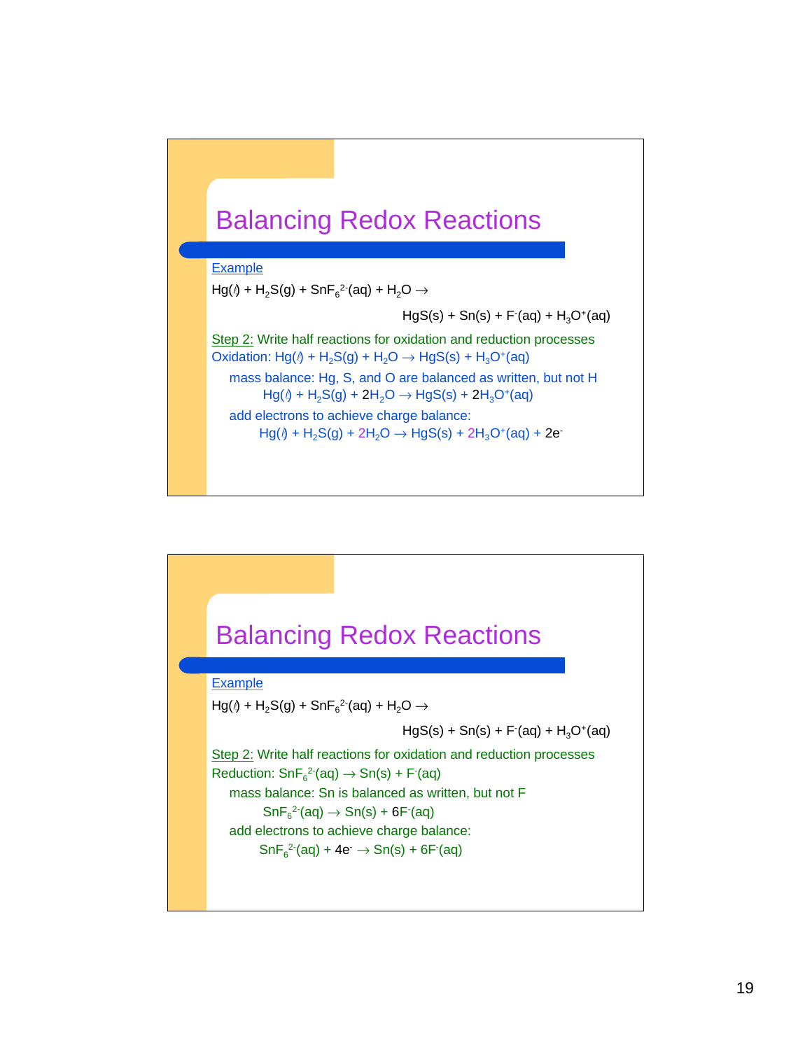# Balancing Redox Reactions

Example

$Hg(l) + H_2S(g) + SnF_6^{2-}(aq) + H_2O \rightarrow$

$HgS(s) + Sn(s) + F^-(aq) + H_3O^+(aq)$

Step 2: Write half reactions for oxidation and reduction processes

Oxidation: $Hg(l) + H_2S(g) + H_2O \rightarrow HgS(s) + H_3O^+(aq)$

mass balance: Hg, S, and O are balanced as written, but not H

$Hg(l) + H_2S(g) + 2H_2O \rightarrow HgS(s) + 2H_3O^+(aq)$

add electrons to achieve charge balance:

$Hg(l) + H_2S(g) + 2H_2O \rightarrow HgS(s) + 2H_3O^+(aq) + 2e^-$

# Balancing Redox Reactions

Example

$Hg(l) + H_2S(g) + SnF_6^{2-}(aq) + H_2O \rightarrow$

$HgS(s) + Sn(s) + F^-(aq) + H_3O^+(aq)$

Step 2: Write half reactions for oxidation and reduction processes

Reduction: $SnF_6^{2-}(aq) \rightarrow Sn(s) + F^-(aq)$

mass balance: Sn is balanced as written, but not F

$SnF_6^{2-}(aq) \rightarrow Sn(s) + 6F^-(aq)$

add electrons to achieve charge balance:

$SnF_6^{2-}(aq) + 4e^- \rightarrow Sn(s) + 6F^-(aq)$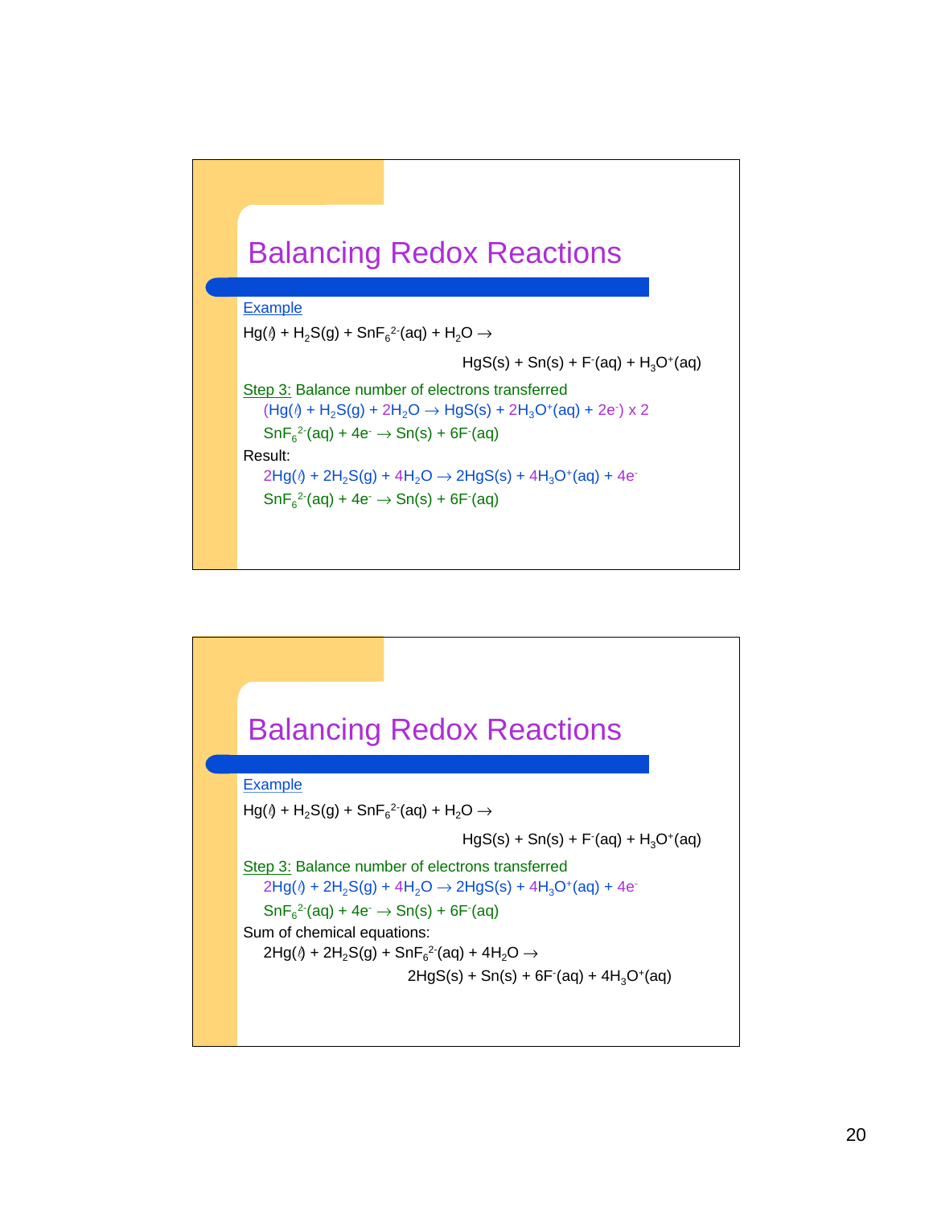## Balancing Redox Reactions

Example

$Hg(l) + H_2S(g) + SnF_6^{2-}(aq) + H_2O \rightarrow$

$HgS(s) + Sn(s) + F^-(aq) + H_3O^+(aq)$

Step 3: Balance number of electrons transferred

$(Hg(l) + H_2S(g) + 2H_2O \rightarrow HgS(s) + 2H_3O^+(aq) + 2e^-) \times 2$

$SnF_6^{2-}(aq) + 4e^- \rightarrow Sn(s) + 6F^-(aq)$

Result:

$2Hg(l) + 2H_2S(g) + 4H_2O \rightarrow 2HgS(s) + 4H_3O^+(aq) + 4e^-$

$SnF_6^{2-}(aq) + 4e^- \rightarrow Sn(s) + 6F^-(aq)$

## Balancing Redox Reactions

Example

$Hg(l) + H_2S(g) + SnF_6^{2-}(aq) + H_2O \rightarrow$

$HgS(s) + Sn(s) + F^-(aq) + H_3O^+(aq)$

Step 3: Balance number of electrons transferred

$2Hg(l) + 2H_2S(g) + 4H_2O \rightarrow 2HgS(s) + 4H_3O^+(aq) + 4e^-$

$SnF_6^{2-}(aq) + 4e^- \rightarrow Sn(s) + 6F^-(aq)$

Sum of chemical equations:

$2Hg(l) + 2H_2S(g) + SnF_6^{2-}(aq) + 4H_2O \rightarrow$

$2HgS(s) + Sn(s) + 6F^-(aq) + 4H_3O^+(aq)$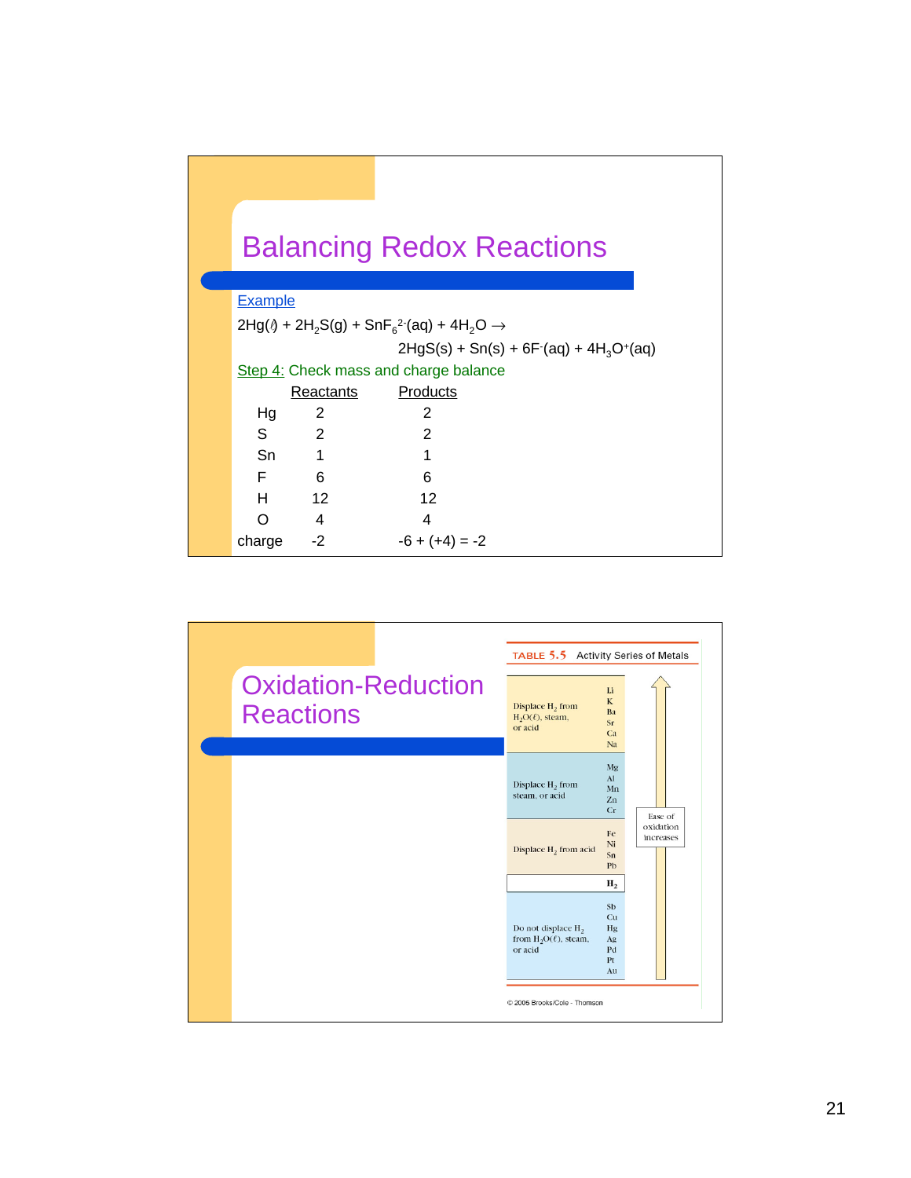# Balancing Redox Reactions

Example

$2Hg(\ell) + 2H_2S(g) + SnF_6^{2-}(aq) + 4H_2O \rightarrow$

$2HgS(s) + Sn(s) + 6F^{-}(aq) + 4H_3O^{+}(aq)$

Step 4: Check mass and charge balance

| | Reactants | Products |
|---|---|---|
| Hg | 2 | 2 |
| S | 2 | 2 |
| Sn | 1 | 1 |
| F | 6 | 6 |
| H | 12 | 12 |
| O | 4 | 4 |
| charge | -2 | -6 + (+4) = -2 |

# Oxidation-Reduction Reactions

TABLE 5.5 Activity Series of Metals

| | |
|---|---|
| Displace $H_2$ from $H_2O(\ell)$, steam, or acid | Li, K, Ba, Sr, Ca, Na |
| Displace $H_2$ from steam, or acid | Mg, Al, Mn, Zn, Cr |
| Displace $H_2$ from acid | Fe, Ni, Sn, Pb |
| | $H_2$ |
| Do not displace $H_2$ from $H_2O(\ell)$, steam, or acid | Sb, Cu, Hg, Ag, Pd, Pt, Au |

Ease of oxidation increases

© 2006 Brooks/Cole - Thomson